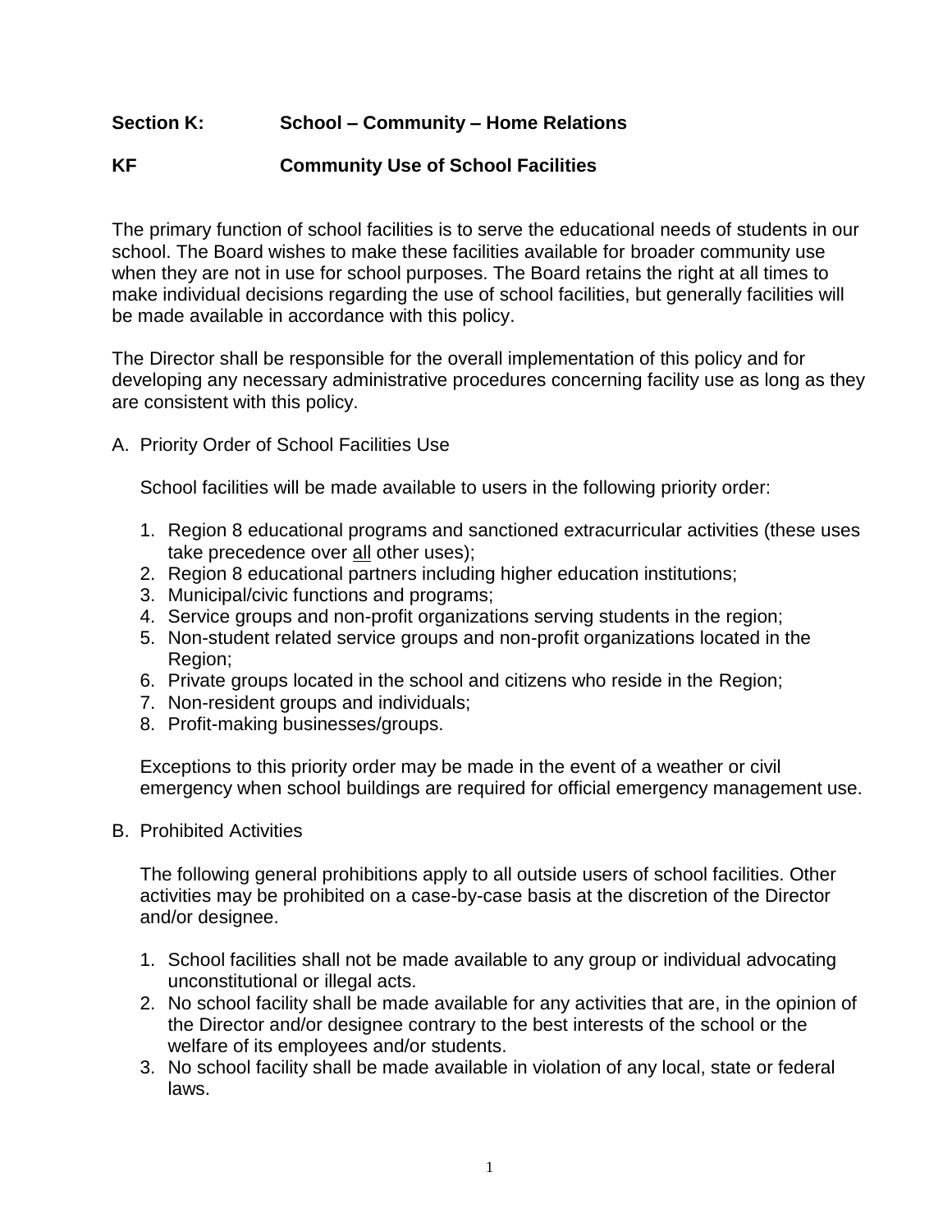**Section K: School – Community – Home Relations**

**KF Community Use of School Facilities**

The primary function of school facilities is to serve the educational needs of students in our school. The Board wishes to make these facilities available for broader community use when they are not in use for school purposes. The Board retains the right at all times to make individual decisions regarding the use of school facilities, but generally facilities will be made available in accordance with this policy.

The Director shall be responsible for the overall implementation of this policy and for developing any necessary administrative procedures concerning facility use as long as they are consistent with this policy.

A. Priority Order of School Facilities Use

   School facilities will be made available to users in the following priority order:

   1. Region 8 educational programs and sanctioned extracurricular activities (these uses take precedence over <u>all</u> other uses);
   2. Region 8 educational partners including higher education institutions;
   3. Municipal/civic functions and programs;
   4. Service groups and non-profit organizations serving students in the region;
   5. Non-student related service groups and non-profit organizations located in the Region;
   6. Private groups located in the school and citizens who reside in the Region;
   7. Non-resident groups and individuals;
   8. Profit-making businesses/groups.

   Exceptions to this priority order may be made in the event of a weather or civil emergency when school buildings are required for official emergency management use.

B. Prohibited Activities

   The following general prohibitions apply to all outside users of school facilities. Other activities may be prohibited on a case-by-case basis at the discretion of the Director and/or designee.

   1. School facilities shall not be made available to any group or individual advocating unconstitutional or illegal acts.
   2. No school facility shall be made available for any activities that are, in the opinion of the Director and/or designee contrary to the best interests of the school or the welfare of its employees and/or students.
   3. No school facility shall be made available in violation of any local, state or federal laws.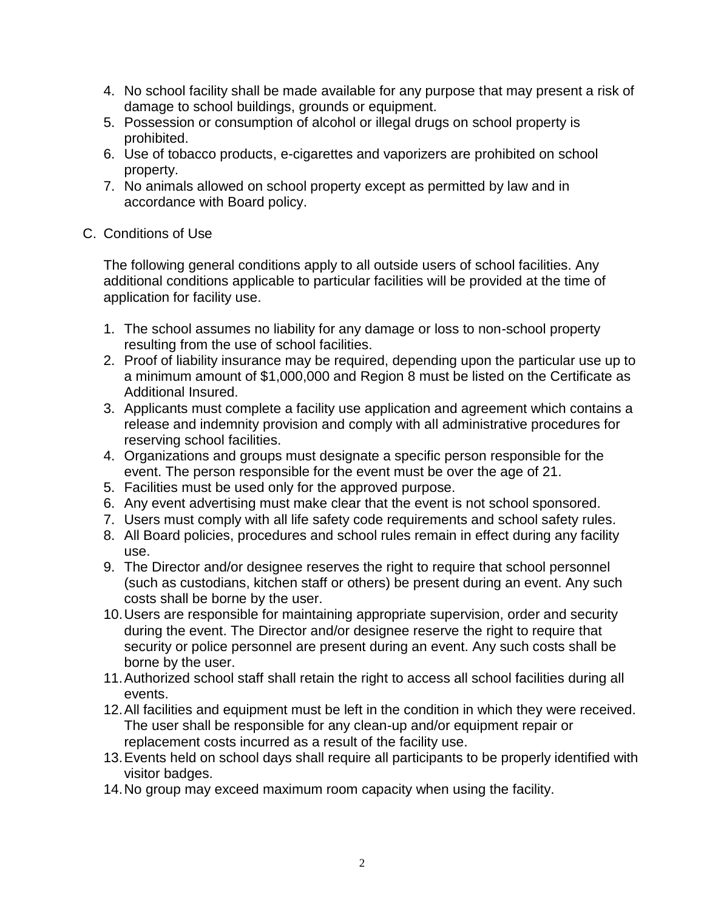4. No school facility shall be made available for any purpose that may present a risk of damage to school buildings, grounds or equipment.
5. Possession or consumption of alcohol or illegal drugs on school property is prohibited.
6. Use of tobacco products, e-cigarettes and vaporizers are prohibited on school property.
7. No animals allowed on school property except as permitted by law and in accordance with Board policy.

C. Conditions of Use

The following general conditions apply to all outside users of school facilities. Any additional conditions applicable to particular facilities will be provided at the time of application for facility use.

1. The school assumes no liability for any damage or loss to non-school property resulting from the use of school facilities.
2. Proof of liability insurance may be required, depending upon the particular use up to a minimum amount of $1,000,000 and Region 8 must be listed on the Certificate as Additional Insured.
3. Applicants must complete a facility use application and agreement which contains a release and indemnity provision and comply with all administrative procedures for reserving school facilities.
4. Organizations and groups must designate a specific person responsible for the event. The person responsible for the event must be over the age of 21.
5. Facilities must be used only for the approved purpose.
6. Any event advertising must make clear that the event is not school sponsored.
7. Users must comply with all life safety code requirements and school safety rules.
8. All Board policies, procedures and school rules remain in effect during any facility use.
9. The Director and/or designee reserves the right to require that school personnel (such as custodians, kitchen staff or others) be present during an event. Any such costs shall be borne by the user.
10. Users are responsible for maintaining appropriate supervision, order and security during the event. The Director and/or designee reserve the right to require that security or police personnel are present during an event. Any such costs shall be borne by the user.
11. Authorized school staff shall retain the right to access all school facilities during all events.
12. All facilities and equipment must be left in the condition in which they were received. The user shall be responsible for any clean-up and/or equipment repair or replacement costs incurred as a result of the facility use.
13. Events held on school days shall require all participants to be properly identified with visitor badges.
14. No group may exceed maximum room capacity when using the facility.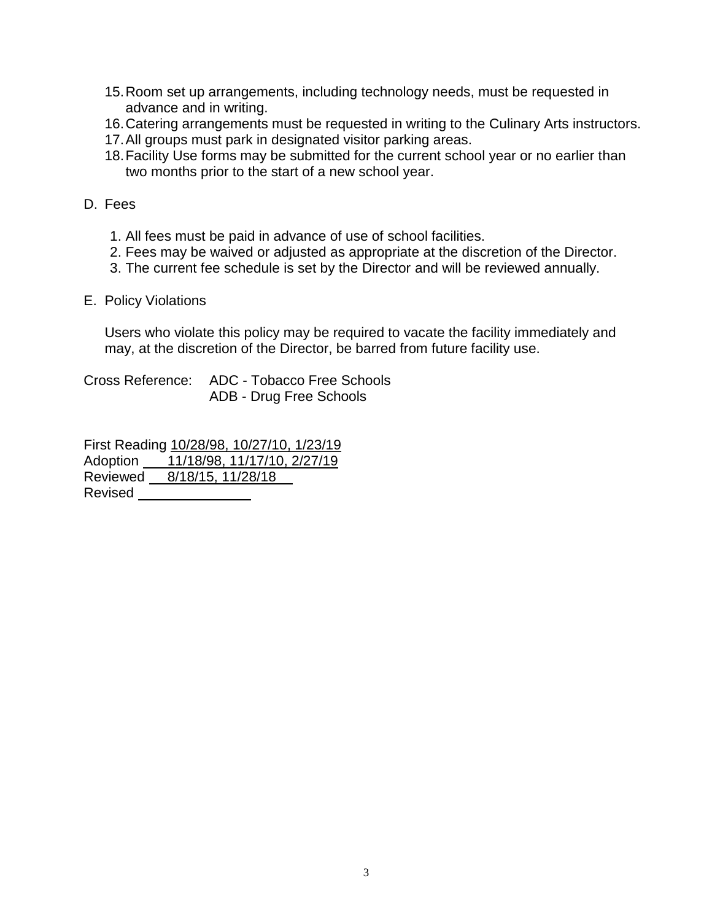15. Room set up arrangements, including technology needs, must be requested in advance and in writing.
16. Catering arrangements must be requested in writing to the Culinary Arts instructors.
17. All groups must park in designated visitor parking areas.
18. Facility Use forms may be submitted for the current school year or no earlier than two months prior to the start of a new school year.

D. Fees

1. All fees must be paid in advance of use of school facilities.
2. Fees may be waived or adjusted as appropriate at the discretion of the Director.
3. The current fee schedule is set by the Director and will be reviewed annually.

E. Policy Violations

Users who violate this policy may be required to vacate the facility immediately and may, at the discretion of the Director, be barred from future facility use.

Cross Reference: ADC - Tobacco Free Schools
ADB - Drug Free Schools

First Reading 10/28/98, 10/27/10, 1/23/19
Adoption 11/18/98, 11/17/10, 2/27/19
Reviewed 8/18/15, 11/28/18
Revised